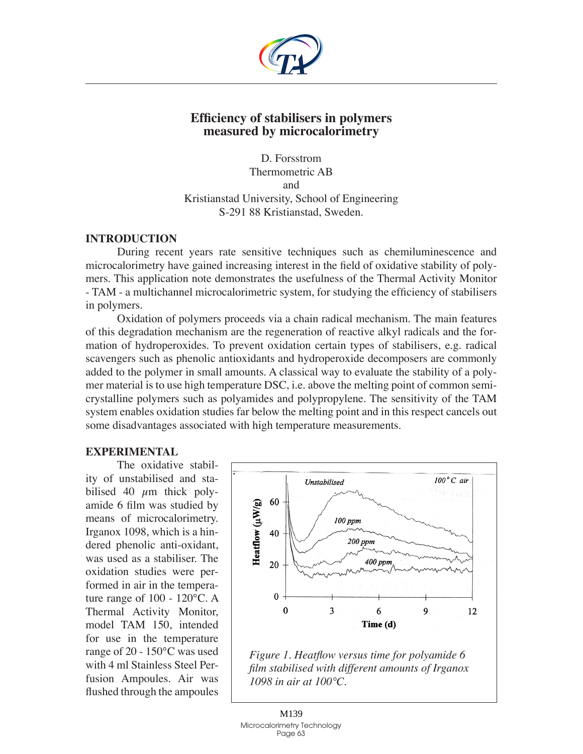# Efficiency of stabilisers in polymers measured by microcalorimetry

D. Forsstrom
Thermometric AB
and
Kristianstad University, School of Engineering
S-291 88 Kristianstad, Sweden.

## INTRODUCTION

During recent years rate sensitive techniques such as chemiluminescence and microcalorimetry have gained increasing interest in the field of oxidative stability of polymers. This application note demonstrates the usefulness of the Thermal Activity Monitor - TAM - a multichannel microcalorimetric system, for studying the efficiency of stabilisers in polymers.

Oxidation of polymers proceeds via a chain radical mechanism. The main features of this degradation mechanism are the regeneration of reactive alkyl radicals and the formation of hydroperoxides. To prevent oxidation certain types of stabilisers, e.g. radical scavengers such as phenolic antioxidants and hydroperoxide decomposers are commonly added to the polymer in small amounts. A classical way to evaluate the stability of a polymer material is to use high temperature DSC, i.e. above the melting point of common semi-crystalline polymers such as polyamides and polypropylene. The sensitivity of the TAM system enables oxidation studies far below the melting point and in this respect cancels out some disadvantages associated with high temperature measurements.

## EXPERIMENTAL

The oxidative stability of unstabilised and stabilised 40 $\mu$m thick polyamide 6 film was studied by means of microcalorimetry. Irganox 1098, which is a hindered phenolic anti-oxidant, was used as a stabiliser. The oxidation studies were performed in air in the temperature range of 100 - 120°C. A Thermal Activity Monitor, model TAM 150, intended for use in the temperature range of 20 - 150°C was used with 4 ml Stainless Steel Perfusion Ampoules. Air was flushed through the ampoules

*Figure 1. Heatflow versus time for polyamide 6 film stabilised with different amounts of Irganox 1098 in air at 100°C.*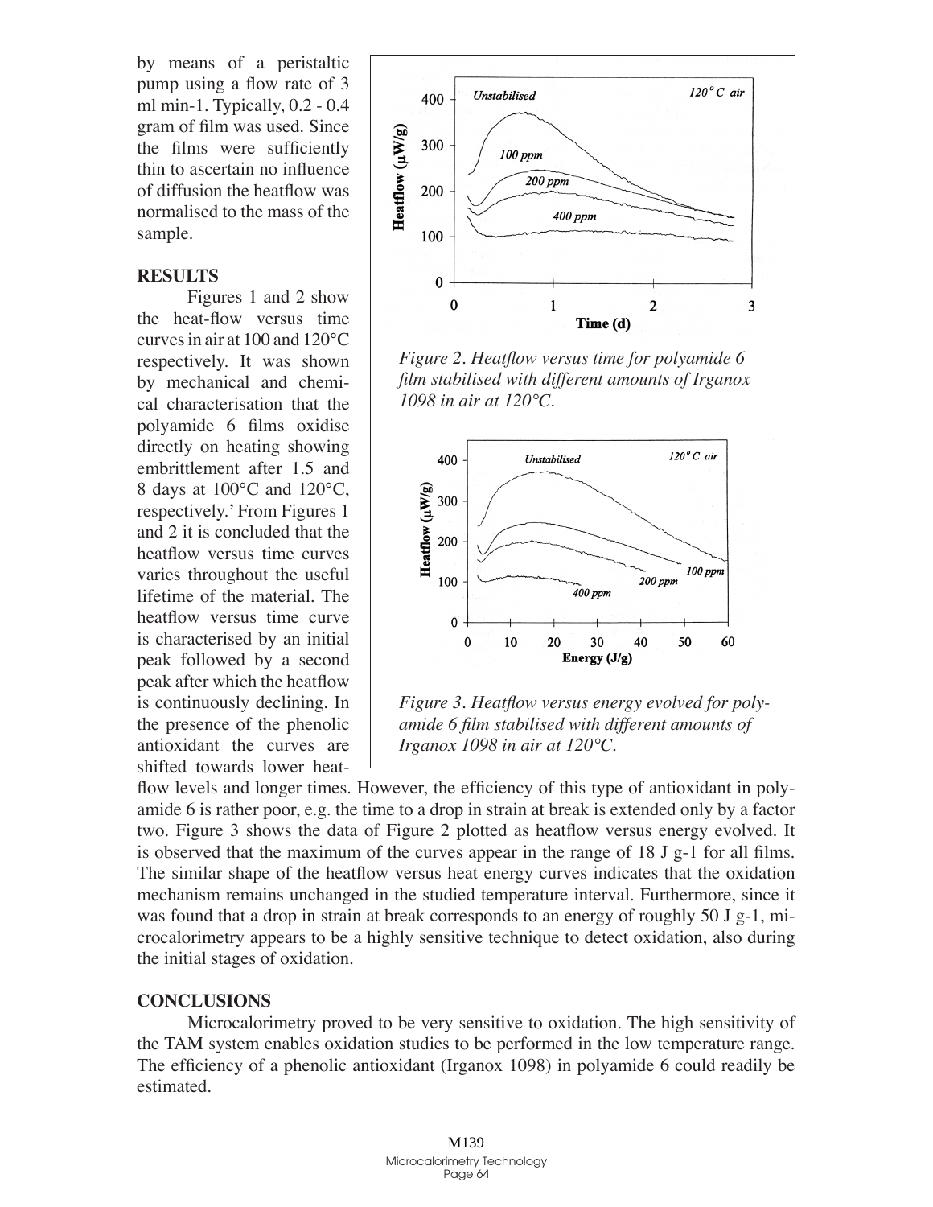by means of a peristaltic pump using a flow rate of 3 ml min-1. Typically, 0.2 - 0.4 gram of film was used. Since the films were sufficiently thin to ascertain no influence of diffusion the heatflow was normalised to the mass of the sample.

## RESULTS

Figures 1 and 2 show the heat-flow versus time curves in air at 100 and 120°C respectively. It was shown by mechanical and chemical characterisation that the polyamide 6 films oxidise directly on heating showing embrittlement after 1.5 and 8 days at 100°C and 120°C, respectively.' From Figures 1 and 2 it is concluded that the heatflow versus time curves varies throughout the useful lifetime of the material. The heatflow versus time curve is characterised by an initial peak followed by a second peak after which the heatflow is continuously declining. In the presence of the phenolic antioxidant the curves are shifted towards lower heatflow levels and longer times. However, the efficiency of this type of antioxidant in polyamide 6 is rather poor, e.g. the time to a drop in strain at break is extended only by a factor two. Figure 3 shows the data of Figure 2 plotted as heatflow versus energy evolved. It is observed that the maximum of the curves appear in the range of 18 J g-1 for all films. The similar shape of the heatflow versus heat energy curves indicates that the oxidation mechanism remains unchanged in the studied temperature interval. Furthermore, since it was found that a drop in strain at break corresponds to an energy of roughly 50 J g-1, microcalorimetry appears to be a highly sensitive technique to detect oxidation, also during the initial stages of oxidation.

*Figure 2. Heatflow versus time for polyamide 6 film stabilised with different amounts of Irganox 1098 in air at 120°C.*

*Figure 3. Heatflow versus energy evolved for polyamide 6 film stabilised with different amounts of Irganox 1098 in air at 120°C.*

## CONCLUSIONS

Microcalorimetry proved to be very sensitive to oxidation. The high sensitivity of the TAM system enables oxidation studies to be performed in the low temperature range. The efficiency of a phenolic antioxidant (Irganox 1098) in polyamide 6 could readily be estimated.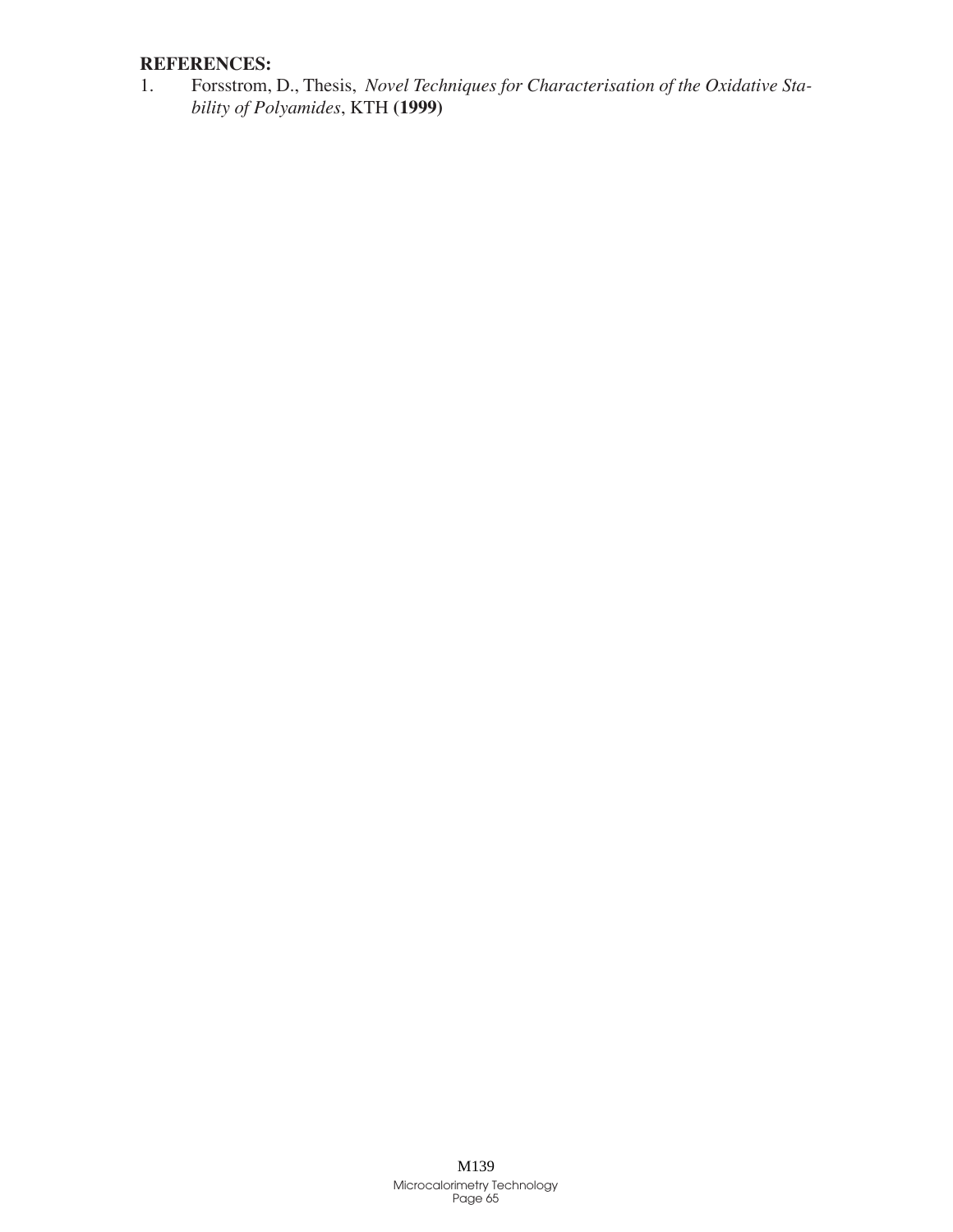**REFERENCES:**

1. Forsstrom, D., Thesis, *Novel Techniques for Characterisation of the Oxidative Stability of Polyamides*, KTH **(1999)**